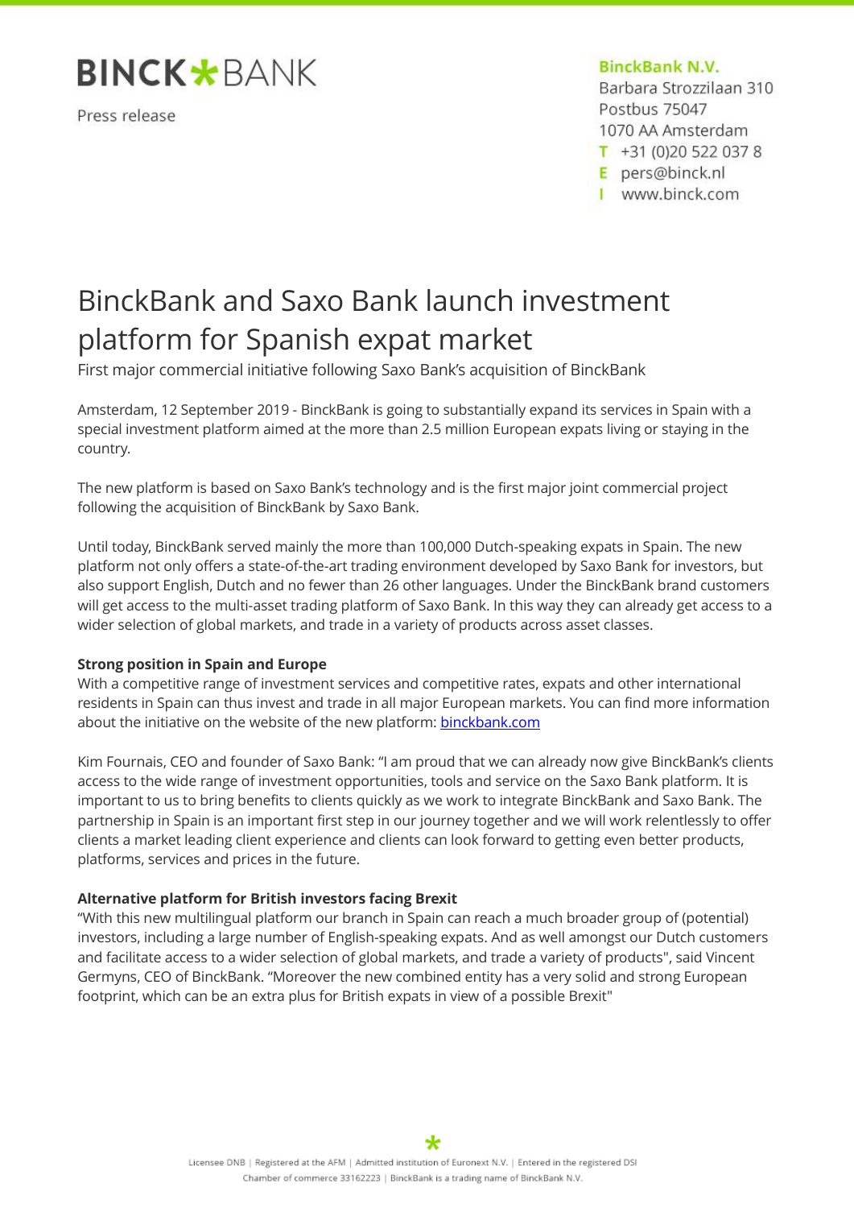**BINCK*BANK**

Press release

**BinckBank N.V.**
Barbara Strozzilaan 310
Postbus 75047
1070 AA Amsterdam
T +31 (0)20 522 037 8
E pers@binck.nl
I www.binck.com

# BinckBank and Saxo Bank launch investment platform for Spanish expat market

First major commercial initiative following Saxo Bank's acquisition of BinckBank

Amsterdam, 12 September 2019 - BinckBank is going to substantially expand its services in Spain with a special investment platform aimed at the more than 2.5 million European expats living or staying in the country.

The new platform is based on Saxo Bank's technology and is the first major joint commercial project following the acquisition of BinckBank by Saxo Bank.

Until today, BinckBank served mainly the more than 100,000 Dutch-speaking expats in Spain. The new platform not only offers a state-of-the-art trading environment developed by Saxo Bank for investors, but also support English, Dutch and no fewer than 26 other languages. Under the BinckBank brand customers will get access to the multi-asset trading platform of Saxo Bank. In this way they can already get access to a wider selection of global markets, and trade in a variety of products across asset classes.

**Strong position in Spain and Europe**
With a competitive range of investment services and competitive rates, expats and other international residents in Spain can thus invest and trade in all major European markets. You can find more information about the initiative on the website of the new platform: [binckbank.com](binckbank.com)

Kim Fournais, CEO and founder of Saxo Bank: "I am proud that we can already now give BinckBank's clients access to the wide range of investment opportunities, tools and service on the Saxo Bank platform. It is important to us to bring benefits to clients quickly as we work to integrate BinckBank and Saxo Bank. The partnership in Spain is an important first step in our journey together and we will work relentlessly to offer clients a market leading client experience and clients can look forward to getting even better products, platforms, services and prices in the future.

**Alternative platform for British investors facing Brexit**
"With this new multilingual platform our branch in Spain can reach a much broader group of (potential) investors, including a large number of English-speaking expats. And as well amongst our Dutch customers and facilitate access to a wider selection of global markets, and trade a variety of products", said Vincent Germyns, CEO of BinckBank. "Moreover the new combined entity has a very solid and strong European footprint, which can be an extra plus for British expats in view of a possible Brexit"

Licensee DNB | Registered at the AFM | Admitted institution of Euronext N.V. | Entered in the registered DSI
Chamber of commerce 33162223 | BinckBank is a trading name of BinckBank N.V.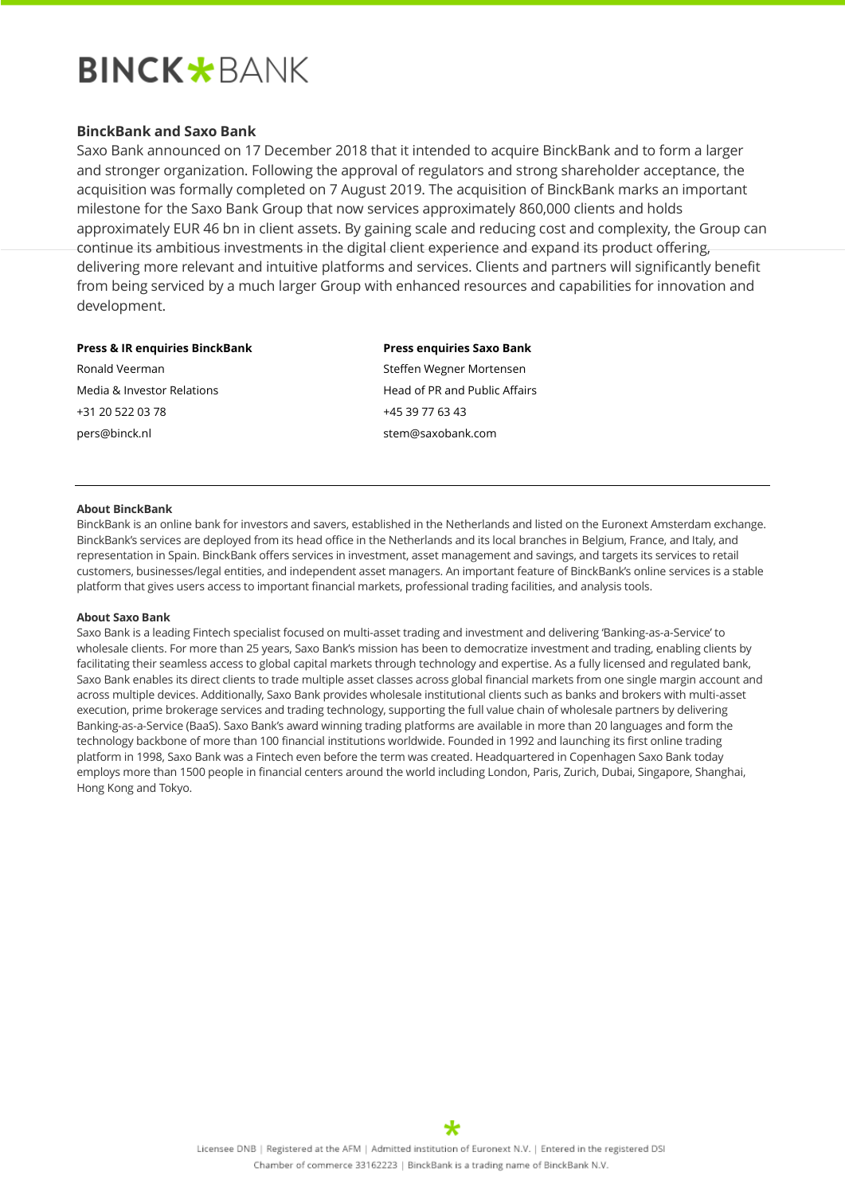BINCK*BANK

## BinckBank and Saxo Bank

Saxo Bank announced on 17 December 2018 that it intended to acquire BinckBank and to form a larger and stronger organization. Following the approval of regulators and strong shareholder acceptance, the acquisition was formally completed on 7 August 2019. The acquisition of BinckBank marks an important milestone for the Saxo Bank Group that now services approximately 860,000 clients and holds approximately EUR 46 bn in client assets. By gaining scale and reducing cost and complexity, the Group can continue its ambitious investments in the digital client experience and expand its product offering, delivering more relevant and intuitive platforms and services. Clients and partners will significantly benefit from being serviced by a much larger Group with enhanced resources and capabilities for innovation and development.

**Press & IR enquiries BinckBank**
Ronald Veerman
Media & Investor Relations
+31 20 522 03 78
pers@binck.nl

**Press enquiries Saxo Bank**
Steffen Wegner Mortensen
Head of PR and Public Affairs
+45 39 77 63 43
stem@saxobank.com

---

**About BinckBank**

BinckBank is an online bank for investors and savers, established in the Netherlands and listed on the Euronext Amsterdam exchange. BinckBank's services are deployed from its head office in the Netherlands and its local branches in Belgium, France, and Italy, and representation in Spain. BinckBank offers services in investment, asset management and savings, and targets its services to retail customers, businesses/legal entities, and independent asset managers. An important feature of BinckBank's online services is a stable platform that gives users access to important financial markets, professional trading facilities, and analysis tools.

**About Saxo Bank**

Saxo Bank is a leading Fintech specialist focused on multi-asset trading and investment and delivering 'Banking-as-a-Service' to wholesale clients. For more than 25 years, Saxo Bank's mission has been to democratize investment and trading, enabling clients by facilitating their seamless access to global capital markets through technology and expertise. As a fully licensed and regulated bank, Saxo Bank enables its direct clients to trade multiple asset classes across global financial markets from one single margin account and across multiple devices. Additionally, Saxo Bank provides wholesale institutional clients such as banks and brokers with multi-asset execution, prime brokerage services and trading technology, supporting the full value chain of wholesale partners by delivering Banking-as-a-Service (BaaS). Saxo Bank's award winning trading platforms are available in more than 20 languages and form the technology backbone of more than 100 financial institutions worldwide. Founded in 1992 and launching its first online trading platform in 1998, Saxo Bank was a Fintech even before the term was created. Headquartered in Copenhagen Saxo Bank today employs more than 1500 people in financial centers around the world including London, Paris, Zurich, Dubai, Singapore, Shanghai, Hong Kong and Tokyo.

Licensee DNB | Registered at the AFM | Admitted institution of Euronext N.V. | Entered in the registered DSI
Chamber of commerce 33162223 | BinckBank is a trading name of BinckBank N.V.